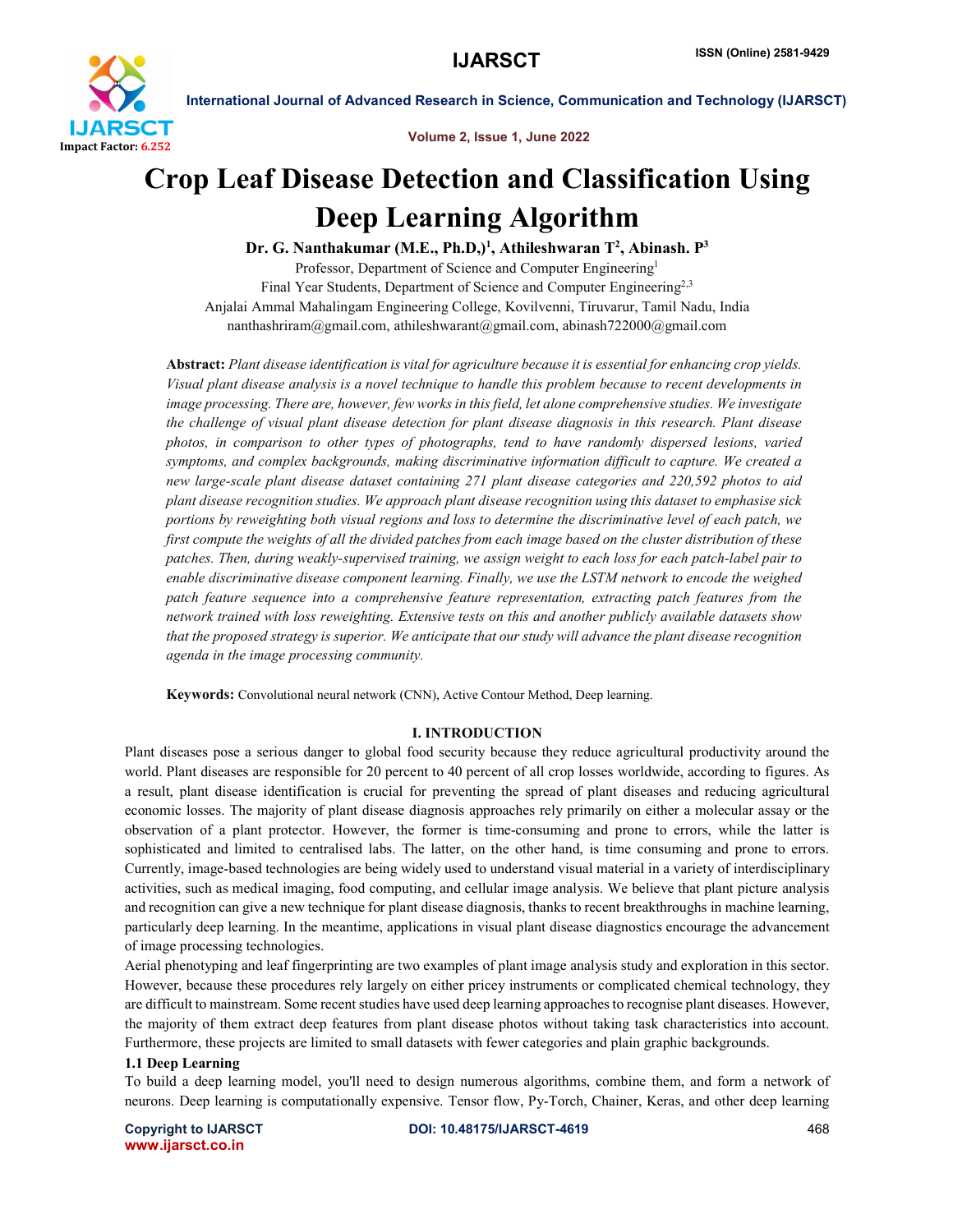# Crop Leaf Disease Detection and Classification Using Deep Learning Algorithm

**Dr. G. Nanthakumar (M.E., Ph.D,)[1], Athileshwaran T[2], Abinash. P[3]**

Professor, Department of Science and Computer Engineering[1]

Final Year Students, Department of Science and Computer Engineering[2,3]

Anjalai Ammal Mahalingam Engineering College, Kovilvenni, Tiruvarur, Tamil Nadu, India

nanthashriram@gmail.com, athileshwarant@gmail.com, abinash722000@gmail.com

**Abstract:** *Plant disease identification is vital for agriculture because it is essential for enhancing crop yields. Visual plant disease analysis is a novel technique to handle this problem because to recent developments in image processing. There are, however, few works in this field, let alone comprehensive studies. We investigate the challenge of visual plant disease detection for plant disease diagnosis in this research. Plant disease photos, in comparison to other types of photographs, tend to have randomly dispersed lesions, varied symptoms, and complex backgrounds, making discriminative information difficult to capture. We created a new large-scale plant disease dataset containing 271 plant disease categories and 220,592 photos to aid plant disease recognition studies. We approach plant disease recognition using this dataset to emphasise sick portions by reweighting both visual regions and loss to determine the discriminative level of each patch, we first compute the weights of all the divided patches from each image based on the cluster distribution of these patches. Then, during weakly-supervised training, we assign weight to each loss for each patch-label pair to enable discriminative disease component learning. Finally, we use the LSTM network to encode the weighed patch feature sequence into a comprehensive feature representation, extracting patch features from the network trained with loss reweighting. Extensive tests on this and another publicly available datasets show that the proposed strategy is superior. We anticipate that our study will advance the plant disease recognition agenda in the image processing community.*

**Keywords:** Convolutional neural network (CNN), Active Contour Method, Deep learning.

## I. INTRODUCTION

Plant diseases pose a serious danger to global food security because they reduce agricultural productivity around the world. Plant diseases are responsible for 20 percent to 40 percent of all crop losses worldwide, according to figures. As a result, plant disease identification is crucial for preventing the spread of plant diseases and reducing agricultural economic losses. The majority of plant disease diagnosis approaches rely primarily on either a molecular assay or the observation of a plant protector. However, the former is time-consuming and prone to errors, while the latter is sophisticated and limited to centralised labs. The latter, on the other hand, is time consuming and prone to errors. Currently, image-based technologies are being widely used to understand visual material in a variety of interdisciplinary activities, such as medical imaging, food computing, and cellular image analysis. We believe that plant picture analysis and recognition can give a new technique for plant disease diagnosis, thanks to recent breakthroughs in machine learning, particularly deep learning. In the meantime, applications in visual plant disease diagnostics encourage the advancement of image processing technologies.

Aerial phenotyping and leaf fingerprinting are two examples of plant image analysis study and exploration in this sector. However, because these procedures rely largely on either pricey instruments or complicated chemical technology, they are difficult to mainstream. Some recent studies have used deep learning approaches to recognise plant diseases. However, the majority of them extract deep features from plant disease photos without taking task characteristics into account. Furthermore, these projects are limited to small datasets with fewer categories and plain graphic backgrounds.

### 1.1 Deep Learning

To build a deep learning model, you'll need to design numerous algorithms, combine them, and form a network of neurons. Deep learning is computationally expensive. Tensor flow, Py-Torch, Chainer, Keras, and other deep learning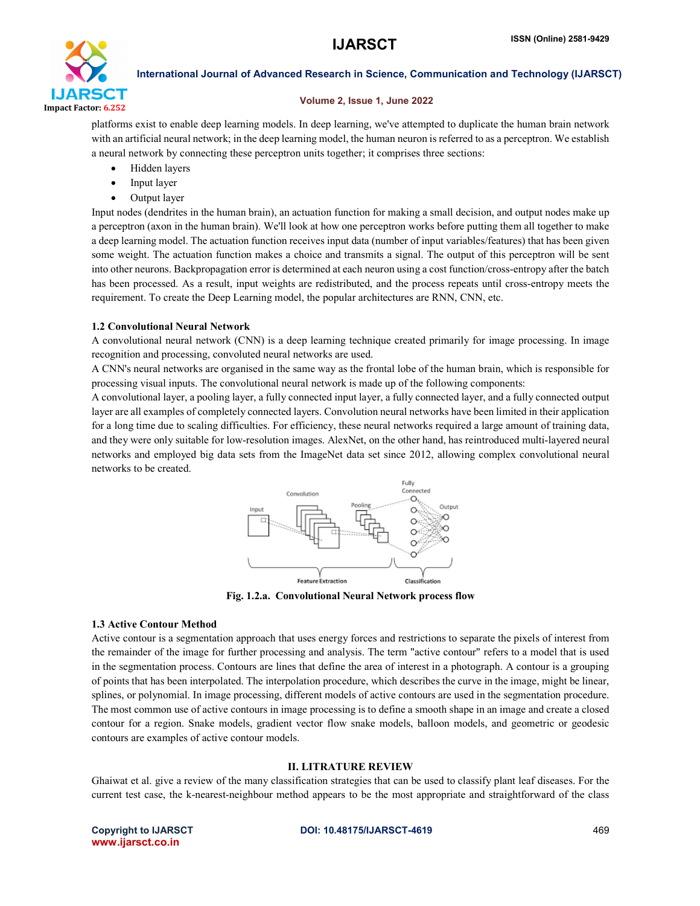platforms exist to enable deep learning models. In deep learning, we've attempted to duplicate the human brain network with an artificial neural network; in the deep learning model, the human neuron is referred to as a perceptron. We establish a neural network by connecting these perceptron units together; it comprises three sections:

- Hidden layers
- Input layer
- Output layer

Input nodes (dendrites in the human brain), an actuation function for making a small decision, and output nodes make up a perceptron (axon in the human brain). We'll look at how one perceptron works before putting them all together to make a deep learning model. The actuation function receives input data (number of input variables/features) that has been given some weight. The actuation function makes a choice and transmits a signal. The output of this perceptron will be sent into other neurons. Backpropagation error is determined at each neuron using a cost function/cross-entropy after the batch has been processed. As a result, input weights are redistributed, and the process repeats until cross-entropy meets the requirement. To create the Deep Learning model, the popular architectures are RNN, CNN, etc.

### 1.2 Convolutional Neural Network

A convolutional neural network (CNN) is a deep learning technique created primarily for image processing. In image recognition and processing, convoluted neural networks are used.

A CNN's neural networks are organised in the same way as the frontal lobe of the human brain, which is responsible for processing visual inputs. The convolutional neural network is made up of the following components:

A convolutional layer, a pooling layer, a fully connected input layer, a fully connected layer, and a fully connected output layer are all examples of completely connected layers. Convolution neural networks have been limited in their application for a long time due to scaling difficulties. For efficiency, these neural networks required a large amount of training data, and they were only suitable for low-resolution images. AlexNet, on the other hand, has reintroduced multi-layered neural networks and employed big data sets from the ImageNet data set since 2012, allowing complex convolutional neural networks to be created.

**Fig. 1.2.a. Convolutional Neural Network process flow**

### 1.3 Active Contour Method

Active contour is a segmentation approach that uses energy forces and restrictions to separate the pixels of interest from the remainder of the image for further processing and analysis. The term "active contour" refers to a model that is used in the segmentation process. Contours are lines that define the area of interest in a photograph. A contour is a grouping of points that has been interpolated. The interpolation procedure, which describes the curve in the image, might be linear, splines, or polynomial. In image processing, different models of active contours are used in the segmentation procedure. The most common use of active contours in image processing is to define a smooth shape in an image and create a closed contour for a region. Snake models, gradient vector flow snake models, balloon models, and geometric or geodesic contours are examples of active contour models.

## II. LITRATURE REVIEW

Ghaiwat et al. give a review of the many classification strategies that can be used to classify plant leaf diseases. For the current test case, the k-nearest-neighbour method appears to be the most appropriate and straightforward of the class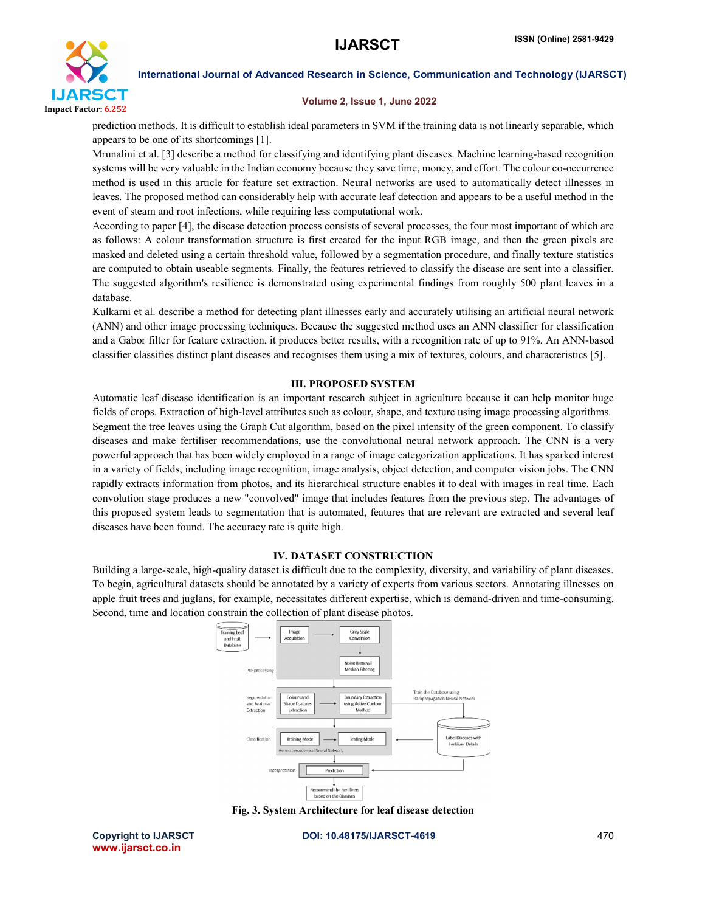prediction methods. It is difficult to establish ideal parameters in SVM if the training data is not linearly separable, which appears to be one of its shortcomings [1].

Mrunalini et al. [3] describe a method for classifying and identifying plant diseases. Machine learning-based recognition systems will be very valuable in the Indian economy because they save time, money, and effort. The colour co-occurrence method is used in this article for feature set extraction. Neural networks are used to automatically detect illnesses in leaves. The proposed method can considerably help with accurate leaf detection and appears to be a useful method in the event of steam and root infections, while requiring less computational work.

According to paper [4], the disease detection process consists of several processes, the four most important of which are as follows: A colour transformation structure is first created for the input RGB image, and then the green pixels are masked and deleted using a certain threshold value, followed by a segmentation procedure, and finally texture statistics are computed to obtain useable segments. Finally, the features retrieved to classify the disease are sent into a classifier. The suggested algorithm's resilience is demonstrated using experimental findings from roughly 500 plant leaves in a database.

Kulkarni et al. describe a method for detecting plant illnesses early and accurately utilising an artificial neural network (ANN) and other image processing techniques. Because the suggested method uses an ANN classifier for classification and a Gabor filter for feature extraction, it produces better results, with a recognition rate of up to 91%. An ANN-based classifier classifies distinct plant diseases and recognises them using a mix of textures, colours, and characteristics [5].

## III. PROPOSED SYSTEM

Automatic leaf disease identification is an important research subject in agriculture because it can help monitor huge fields of crops. Extraction of high-level attributes such as colour, shape, and texture using image processing algorithms. Segment the tree leaves using the Graph Cut algorithm, based on the pixel intensity of the green component. To classify diseases and make fertiliser recommendations, use the convolutional neural network approach. The CNN is a very powerful approach that has been widely employed in a range of image categorization applications. It has sparked interest in a variety of fields, including image recognition, image analysis, object detection, and computer vision jobs. The CNN rapidly extracts information from photos, and its hierarchical structure enables it to deal with images in real time. Each convolution stage produces a new "convolved" image that includes features from the previous step. The advantages of this proposed system leads to segmentation that is automated, features that are relevant are extracted and several leaf diseases have been found. The accuracy rate is quite high.

## IV. DATASET CONSTRUCTION

Building a large-scale, high-quality dataset is difficult due to the complexity, diversity, and variability of plant diseases. To begin, agricultural datasets should be annotated by a variety of experts from various sectors. Annotating illnesses on apple fruit trees and juglans, for example, necessitates different expertise, which is demand-driven and time-consuming. Second, time and location constrain the collection of plant disease photos.

Training Leaf and Fruit Database → Image Acquisition → Grey Scale Conversion → Noise Removal Median Filtering (Pre-processing)

Segmentation and Features Extraction: Colours and Shape Features Extraction → Boundary Extraction using Active Contour Method

Classification: Training Mode → Testing Mode (Generative Adversial Neural Network) ← Label Diseases with Fertiliser Details (Train the Database using Backpropagation Neural Network)

Interpretation: Prediction → Recommend the Fertilisers based on the Diseases

**Fig. 3. System Architecture for leaf disease detection**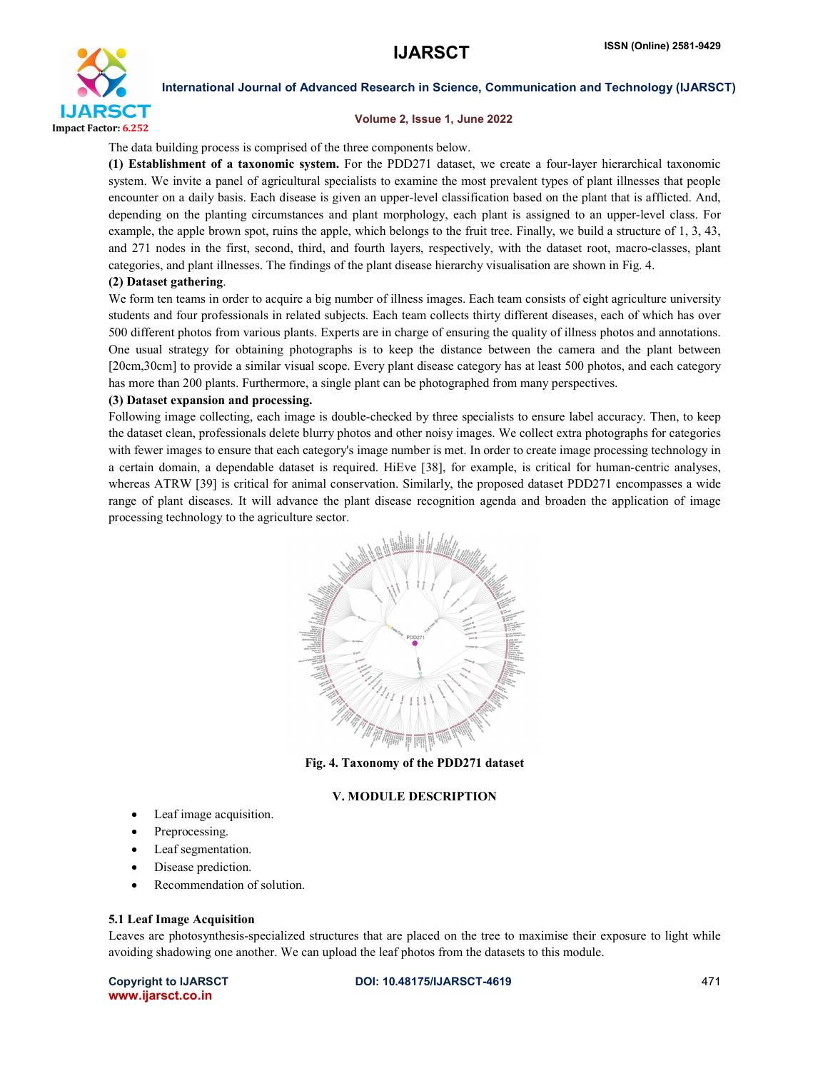The data building process is comprised of the three components below.

**(1) Establishment of a taxonomic system.** For the PDD271 dataset, we create a four-layer hierarchical taxonomic system. We invite a panel of agricultural specialists to examine the most prevalent types of plant illnesses that people encounter on a daily basis. Each disease is given an upper-level classification based on the plant that is afflicted. And, depending on the planting circumstances and plant morphology, each plant is assigned to an upper-level class. For example, the apple brown spot, ruins the apple, which belongs to the fruit tree. Finally, we build a structure of 1, 3, 43, and 271 nodes in the first, second, third, and fourth layers, respectively, with the dataset root, macro-classes, plant categories, and plant illnesses. The findings of the plant disease hierarchy visualisation are shown in Fig. 4.

**(2) Dataset gathering**.

We form ten teams in order to acquire a big number of illness images. Each team consists of eight agriculture university students and four professionals in related subjects. Each team collects thirty different diseases, each of which has over 500 different photos from various plants. Experts are in charge of ensuring the quality of illness photos and annotations. One usual strategy for obtaining photographs is to keep the distance between the camera and the plant between [20cm,30cm] to provide a similar visual scope. Every plant disease category has at least 500 photos, and each category has more than 200 plants. Furthermore, a single plant can be photographed from many perspectives.

**(3) Dataset expansion and processing.**

Following image collecting, each image is double-checked by three specialists to ensure label accuracy. Then, to keep the dataset clean, professionals delete blurry photos and other noisy images. We collect extra photographs for categories with fewer images to ensure that each category's image number is met. In order to create image processing technology in a certain domain, a dependable dataset is required. HiEve [38], for example, is critical for human-centric analyses, whereas ATRW [39] is critical for animal conservation. Similarly, the proposed dataset PDD271 encompasses a wide range of plant diseases. It will advance the plant disease recognition agenda and broaden the application of image processing technology to the agriculture sector.

**Fig. 4. Taxonomy of the PDD271 dataset**

## V. MODULE DESCRIPTION

- Leaf image acquisition.
- Preprocessing.
- Leaf segmentation.
- Disease prediction.
- Recommendation of solution.

### 5.1 Leaf Image Acquisition

Leaves are photosynthesis-specialized structures that are placed on the tree to maximise their exposure to light while avoiding shadowing one another. We can upload the leaf photos from the datasets to this module.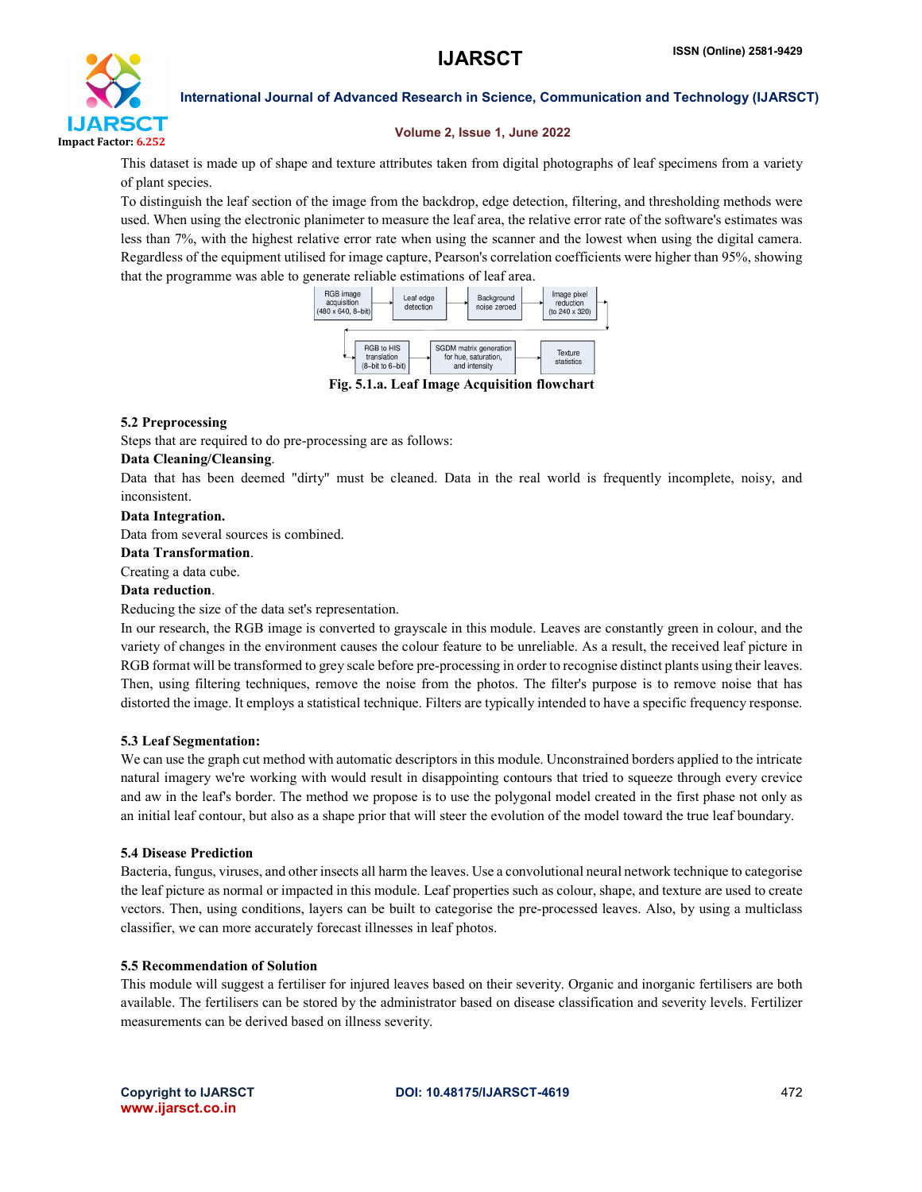This dataset is made up of shape and texture attributes taken from digital photographs of leaf specimens from a variety of plant species.

To distinguish the leaf section of the image from the backdrop, edge detection, filtering, and thresholding methods were used. When using the electronic planimeter to measure the leaf area, the relative error rate of the software's estimates was less than 7%, with the highest relative error rate when using the scanner and the lowest when using the digital camera. Regardless of the equipment utilised for image capture, Pearson's correlation coefficients were higher than 95%, showing that the programme was able to generate reliable estimations of leaf area.

RGB image acquisition (480 x 640, 8–bit) → Leaf edge detection → Background noise zeroed → Image pixel reduction (to 240 x 320) → RGB to HIS translation (8–bit to 6–bit) → SGDM matrix generation for hue, saturation, and intensity → Texture statistics

**Fig. 5.1.a. Leaf Image Acquisition flowchart**

### 5.2 Preprocessing

Steps that are required to do pre-processing are as follows:

**Data Cleaning/Cleansing**.

Data that has been deemed "dirty" must be cleaned. Data in the real world is frequently incomplete, noisy, and inconsistent.

**Data Integration.**

Data from several sources is combined.

**Data Transformation**.

Creating a data cube.

**Data reduction**.

Reducing the size of the data set's representation.

In our research, the RGB image is converted to grayscale in this module. Leaves are constantly green in colour, and the variety of changes in the environment causes the colour feature to be unreliable. As a result, the received leaf picture in RGB format will be transformed to grey scale before pre-processing in order to recognise distinct plants using their leaves. Then, using filtering techniques, remove the noise from the photos. The filter's purpose is to remove noise that has distorted the image. It employs a statistical technique. Filters are typically intended to have a specific frequency response.

### 5.3 Leaf Segmentation:

We can use the graph cut method with automatic descriptors in this module. Unconstrained borders applied to the intricate natural imagery we're working with would result in disappointing contours that tried to squeeze through every crevice and aw in the leaf's border. The method we propose is to use the polygonal model created in the first phase not only as an initial leaf contour, but also as a shape prior that will steer the evolution of the model toward the true leaf boundary.

### 5.4 Disease Prediction

Bacteria, fungus, viruses, and other insects all harm the leaves. Use a convolutional neural network technique to categorise the leaf picture as normal or impacted in this module. Leaf properties such as colour, shape, and texture are used to create vectors. Then, using conditions, layers can be built to categorise the pre-processed leaves. Also, by using a multiclass classifier, we can more accurately forecast illnesses in leaf photos.

### 5.5 Recommendation of Solution

This module will suggest a fertiliser for injured leaves based on their severity. Organic and inorganic fertilisers are both available. The fertilisers can be stored by the administrator based on disease classification and severity levels. Fertilizer measurements can be derived based on illness severity.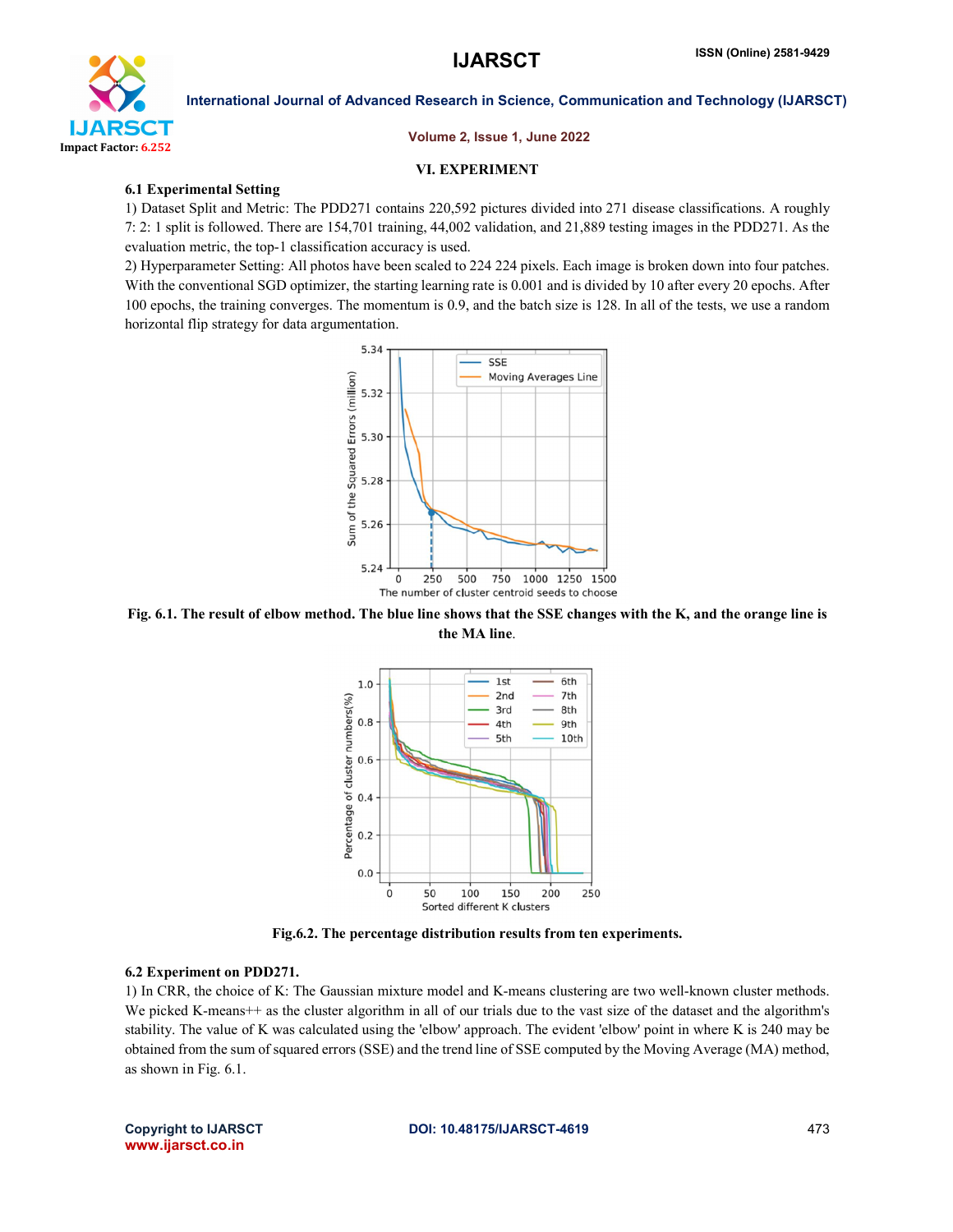## VI. EXPERIMENT

### 6.1 Experimental Setting

1) Dataset Split and Metric: The PDD271 contains 220,592 pictures divided into 271 disease classifications. A roughly 7: 2: 1 split is followed. There are 154,701 training, 44,002 validation, and 21,889 testing images in the PDD271. As the evaluation metric, the top-1 classification accuracy is used.

2) Hyperparameter Setting: All photos have been scaled to 224 224 pixels. Each image is broken down into four patches. With the conventional SGD optimizer, the starting learning rate is 0.001 and is divided by 10 after every 20 epochs. After 100 epochs, the training converges. The momentum is 0.9, and the batch size is 128. In all of the tests, we use a random horizontal flip strategy for data argumentation.

**Fig. 6.1. The result of elbow method. The blue line shows that the SSE changes with the K, and the orange line is the MA line.**

**Fig.6.2. The percentage distribution results from ten experiments.**

### 6.2 Experiment on PDD271.

1) In CRR, the choice of K: The Gaussian mixture model and K-means clustering are two well-known cluster methods. We picked K-means++ as the cluster algorithm in all of our trials due to the vast size of the dataset and the algorithm's stability. The value of K was calculated using the 'elbow' approach. The evident 'elbow' point in where K is 240 may be obtained from the sum of squared errors (SSE) and the trend line of SSE computed by the Moving Average (MA) method, as shown in Fig. 6.1.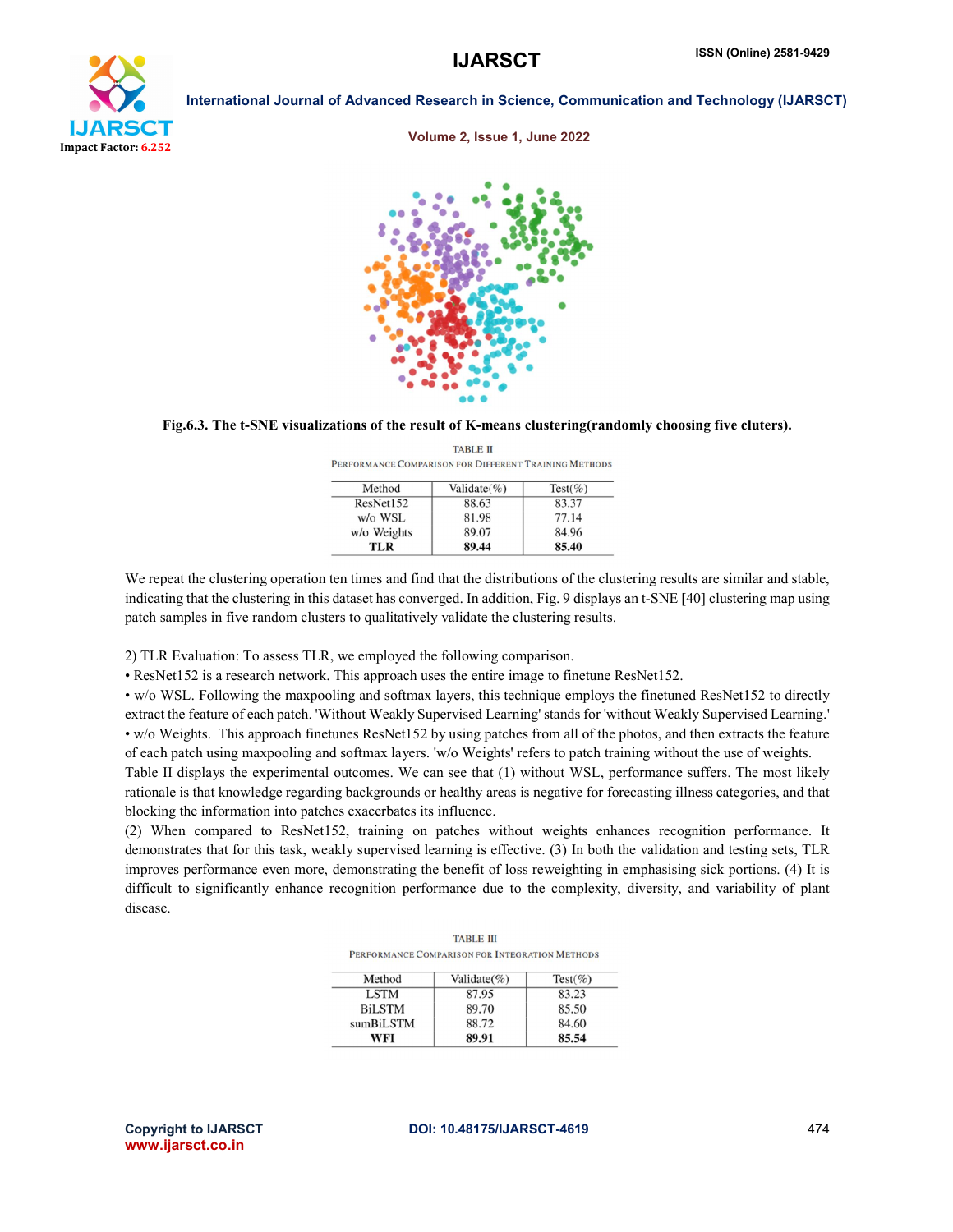Fig.6.3. The t-SNE visualizations of the result of K-means clustering(randomly choosing five cluters).

TABLE II
PERFORMANCE COMPARISON FOR DIFFERENT TRAINING METHODS

| Method | Validate(%) | Test(%) |
|---|---|---|
| ResNet152 | 88.63 | 83.37 |
| w/o WSL | 81.98 | 77.14 |
| w/o Weights | 89.07 | 84.96 |
| **TLR** | **89.44** | **85.40** |

We repeat the clustering operation ten times and find that the distributions of the clustering results are similar and stable, indicating that the clustering in this dataset has converged. In addition, Fig. 9 displays an t-SNE [40] clustering map using patch samples in five random clusters to qualitatively validate the clustering results.

2) TLR Evaluation: To assess TLR, we employed the following comparison.

- ResNet152 is a research network. This approach uses the entire image to finetune ResNet152.
- w/o WSL. Following the maxpooling and softmax layers, this technique employs the finetuned ResNet152 to directly extract the feature of each patch. 'Without Weakly Supervised Learning' stands for 'without Weakly Supervised Learning.'
- w/o Weights. This approach finetunes ResNet152 by using patches from all of the photos, and then extracts the feature of each patch using maxpooling and softmax layers. 'w/o Weights' refers to patch training without the use of weights.

Table II displays the experimental outcomes. We can see that (1) without WSL, performance suffers. The most likely rationale is that knowledge regarding backgrounds or healthy areas is negative for forecasting illness categories, and that blocking the information into patches exacerbates its influence.
(2) When compared to ResNet152, training on patches without weights enhances recognition performance. It demonstrates that for this task, weakly supervised learning is effective. (3) In both the validation and testing sets, TLR improves performance even more, demonstrating the benefit of loss reweighting in emphasising sick portions. (4) It is difficult to significantly enhance recognition performance due to the complexity, diversity, and variability of plant disease.

TABLE III
PERFORMANCE COMPARISON FOR INTEGRATION METHODS

| Method | Validate(%) | Test(%) |
|---|---|---|
| LSTM | 87.95 | 83.23 |
| BiLSTM | 89.70 | 85.50 |
| sumBiLSTM | 88.72 | 84.60 |
| **WFI** | **89.91** | **85.54** |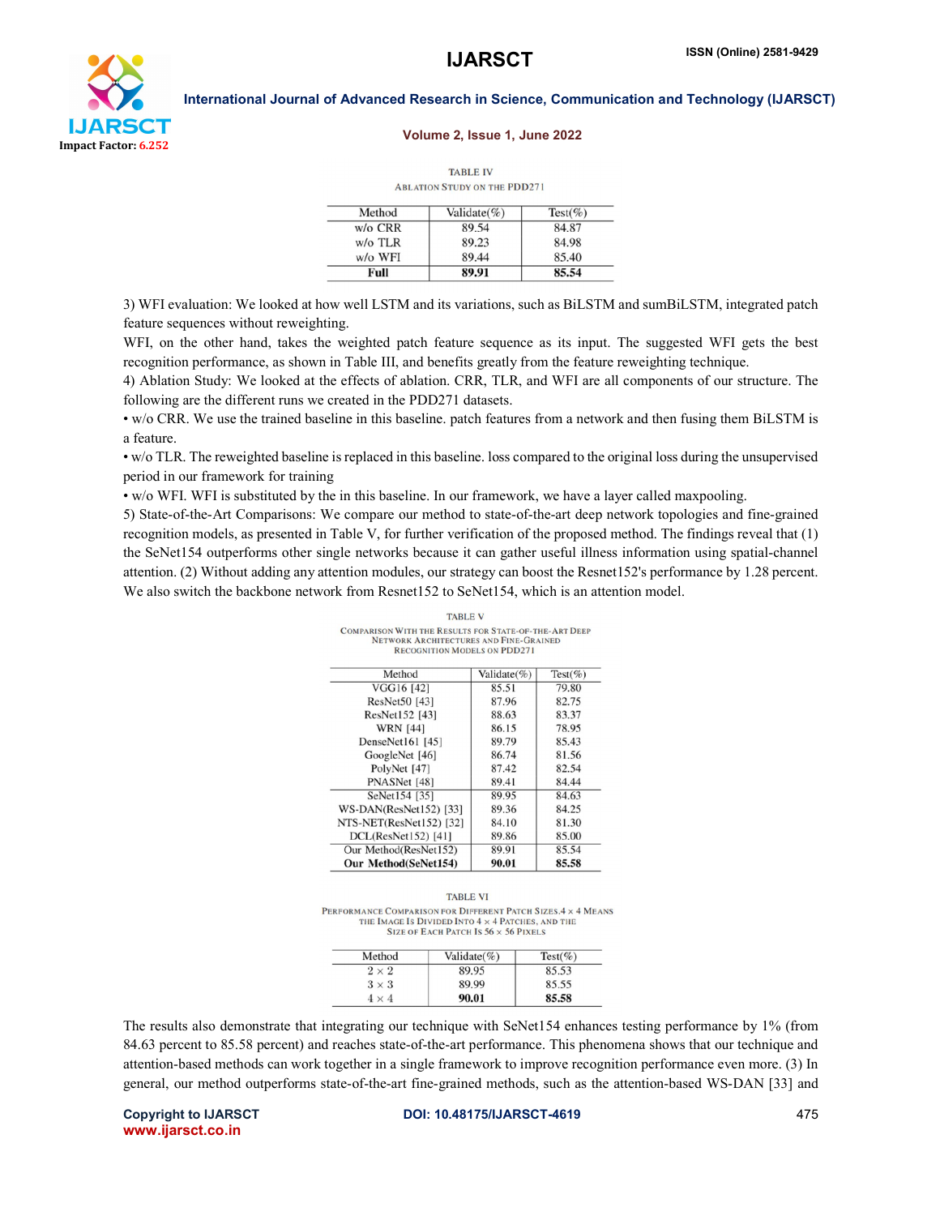TABLE IV

ABLATION STUDY ON THE PDD271

| Method | Validate(%) | Test(%) |
|---|---|---|
| w/o CRR | 89.54 | 84.87 |
| w/o TLR | 89.23 | 84.98 |
| w/o WFI | 89.44 | 85.40 |
| **Full** | **89.91** | **85.54** |

3) WFI evaluation: We looked at how well LSTM and its variations, such as BiLSTM and sumBiLSTM, integrated patch feature sequences without reweighting.

WFI, on the other hand, takes the weighted patch feature sequence as its input. The suggested WFI gets the best recognition performance, as shown in Table III, and benefits greatly from the feature reweighting technique.

4) Ablation Study: We looked at the effects of ablation. CRR, TLR, and WFI are all components of our structure. The following are the different runs we created in the PDD271 datasets.

- w/o CRR. We use the trained baseline in this baseline. patch features from a network and then fusing them BiLSTM is a feature.
- w/o TLR. The reweighted baseline is replaced in this baseline. loss compared to the original loss during the unsupervised period in our framework for training
- w/o WFI. WFI is substituted by the in this baseline. In our framework, we have a layer called maxpooling.

5) State-of-the-Art Comparisons: We compare our method to state-of-the-art deep network topologies and fine-grained recognition models, as presented in Table V, for further verification of the proposed method. The findings reveal that (1) the SeNet154 outperforms other single networks because it can gather useful illness information using spatial-channel attention. (2) Without adding any attention modules, our strategy can boost the Resnet152's performance by 1.28 percent. We also switch the backbone network from Resnet152 to SeNet154, which is an attention model.

TABLE V

COMPARISON WITH THE RESULTS FOR STATE-OF-THE-ART DEEP NETWORK ARCHITECTURES AND FINE-GRAINED RECOGNITION MODELS ON PDD271

| Method | Validate(%) | Test(%) |
|---|---|---|
| VGG16 [42] | 85.51 | 79.80 |
| ResNet50 [43] | 87.96 | 82.75 |
| ResNet152 [43] | 88.63 | 83.37 |
| WRN [44] | 86.15 | 78.95 |
| DenseNet161 [45] | 89.79 | 85.43 |
| GoogleNet [46] | 86.74 | 81.56 |
| PolyNet [47] | 87.42 | 82.54 |
| PNASNet [48] | 89.41 | 84.44 |
| SeNet154 [35] | 89.95 | 84.63 |
| WS-DAN(ResNet152) [33] | 89.36 | 84.25 |
| NTS-NET(ResNet152) [32] | 84.10 | 81.30 |
| DCL(ResNet152) [41] | 89.86 | 85.00 |
| Our Method(ResNet152) | 89.91 | 85.54 |
| **Our Method(SeNet154)** | **90.01** | **85.58** |

TABLE VI

PERFORMANCE COMPARISON FOR DIFFERENT PATCH SIZES. $4 \times 4$ MEANS THE IMAGE IS DIVIDED INTO $4 \times 4$ PATCHES, AND THE SIZE OF EACH PATCH IS $56 \times 56$ PIXELS

| Method | Validate(%) | Test(%) |
|---|---|---|
| $2 \times 2$ | 89.95 | 85.53 |
| $3 \times 3$ | 89.99 | 85.55 |
| $4 \times 4$ | **90.01** | **85.58** |

The results also demonstrate that integrating our technique with SeNet154 enhances testing performance by 1% (from 84.63 percent to 85.58 percent) and reaches state-of-the-art performance. This phenomena shows that our technique and attention-based methods can work together in a single framework to improve recognition performance even more. (3) In general, our method outperforms state-of-the-art fine-grained methods, such as the attention-based WS-DAN [33] and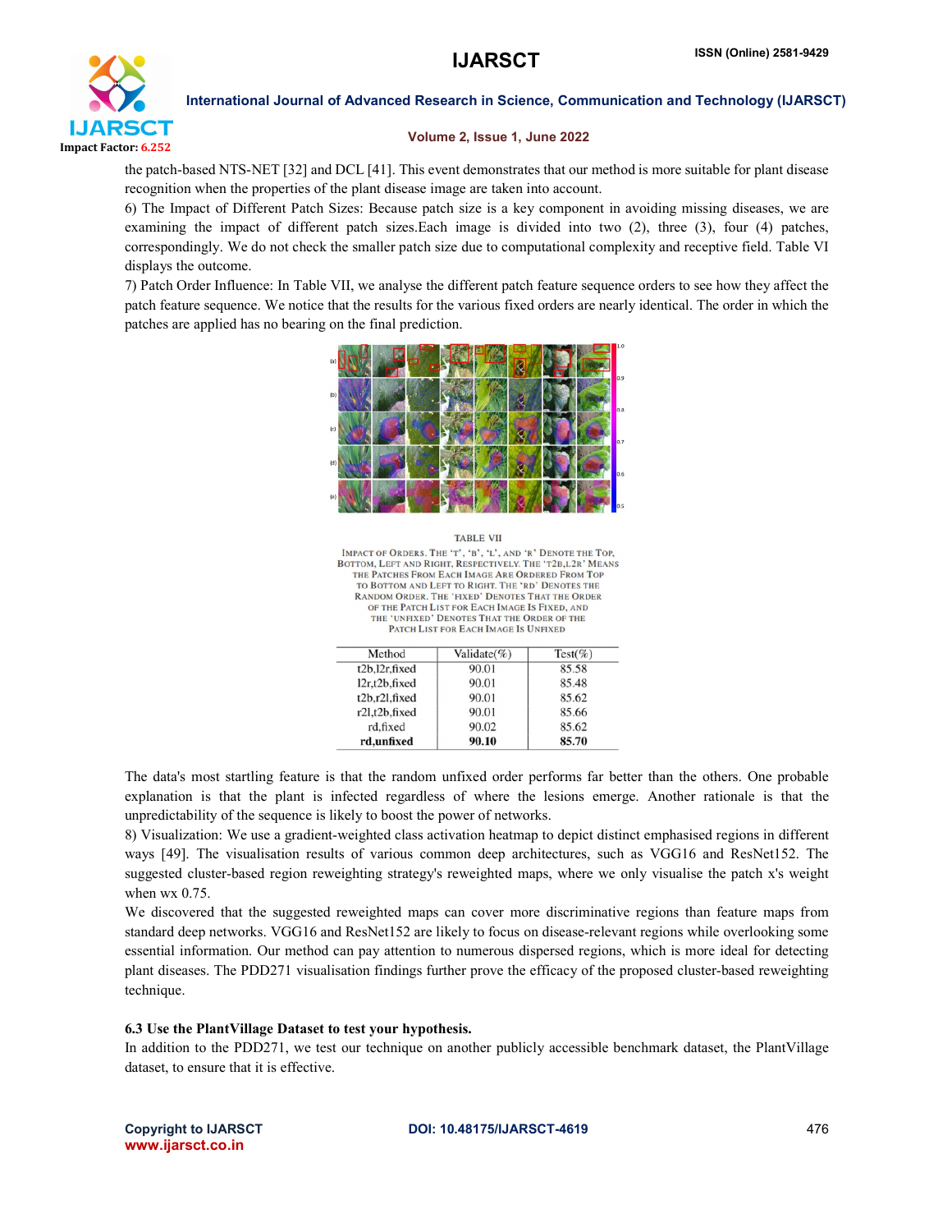the patch-based NTS-NET [32] and DCL [41]. This event demonstrates that our method is more suitable for plant disease recognition when the properties of the plant disease image are taken into account.

6) The Impact of Different Patch Sizes: Because patch size is a key component in avoiding missing diseases, we are examining the impact of different patch sizes.Each image is divided into two (2), three (3), four (4) patches, correspondingly. We do not check the smaller patch size due to computational complexity and receptive field. Table VI displays the outcome.

7) Patch Order Influence: In Table VII, we analyse the different patch feature sequence orders to see how they affect the patch feature sequence. We notice that the results for the various fixed orders are nearly identical. The order in which the patches are applied has no bearing on the final prediction.

TABLE VII

IMPACT OF ORDERS. THE 'T', 'B', 'L', AND 'R' DENOTE THE TOP, BOTTOM, LEFT AND RIGHT, RESPECTIVELY. THE 'T2B,L2R' MEANS THE PATCHES FROM EACH IMAGE ARE ORDERED FROM TOP TO BOTTOM AND LEFT TO RIGHT. THE 'RD' DENOTES THE RANDOM ORDER. THE 'FIXED' DENOTES THAT THE ORDER OF THE PATCH LIST FOR EACH IMAGE IS FIXED, AND THE 'UNFIXED' DENOTES THAT THE ORDER OF THE PATCH LIST FOR EACH IMAGE IS UNFIXED

| Method | Validate(%) | Test(%) |
|---|---|---|
| t2b,l2r,fixed | 90.01 | 85.58 |
| l2r,t2b,fixed | 90.01 | 85.48 |
| t2b,r2l,fixed | 90.01 | 85.62 |
| r2l,t2b,fixed | 90.01 | 85.66 |
| rd,fixed | 90.02 | 85.62 |
| **rd,unfixed** | **90.10** | **85.70** |

The data's most startling feature is that the random unfixed order performs far better than the others. One probable explanation is that the plant is infected regardless of where the lesions emerge. Another rationale is that the unpredictability of the sequence is likely to boost the power of networks.

8) Visualization: We use a gradient-weighted class activation heatmap to depict distinct emphasised regions in different ways [49]. The visualisation results of various common deep architectures, such as VGG16 and ResNet152. The suggested cluster-based region reweighting strategy's reweighted maps, where we only visualise the patch x's weight when wx 0.75.

We discovered that the suggested reweighted maps can cover more discriminative regions than feature maps from standard deep networks. VGG16 and ResNet152 are likely to focus on disease-relevant regions while overlooking some essential information. Our method can pay attention to numerous dispersed regions, which is more ideal for detecting plant diseases. The PDD271 visualisation findings further prove the efficacy of the proposed cluster-based reweighting technique.

### 6.3 Use the PlantVillage Dataset to test your hypothesis.

In addition to the PDD271, we test our technique on another publicly accessible benchmark dataset, the PlantVillage dataset, to ensure that it is effective.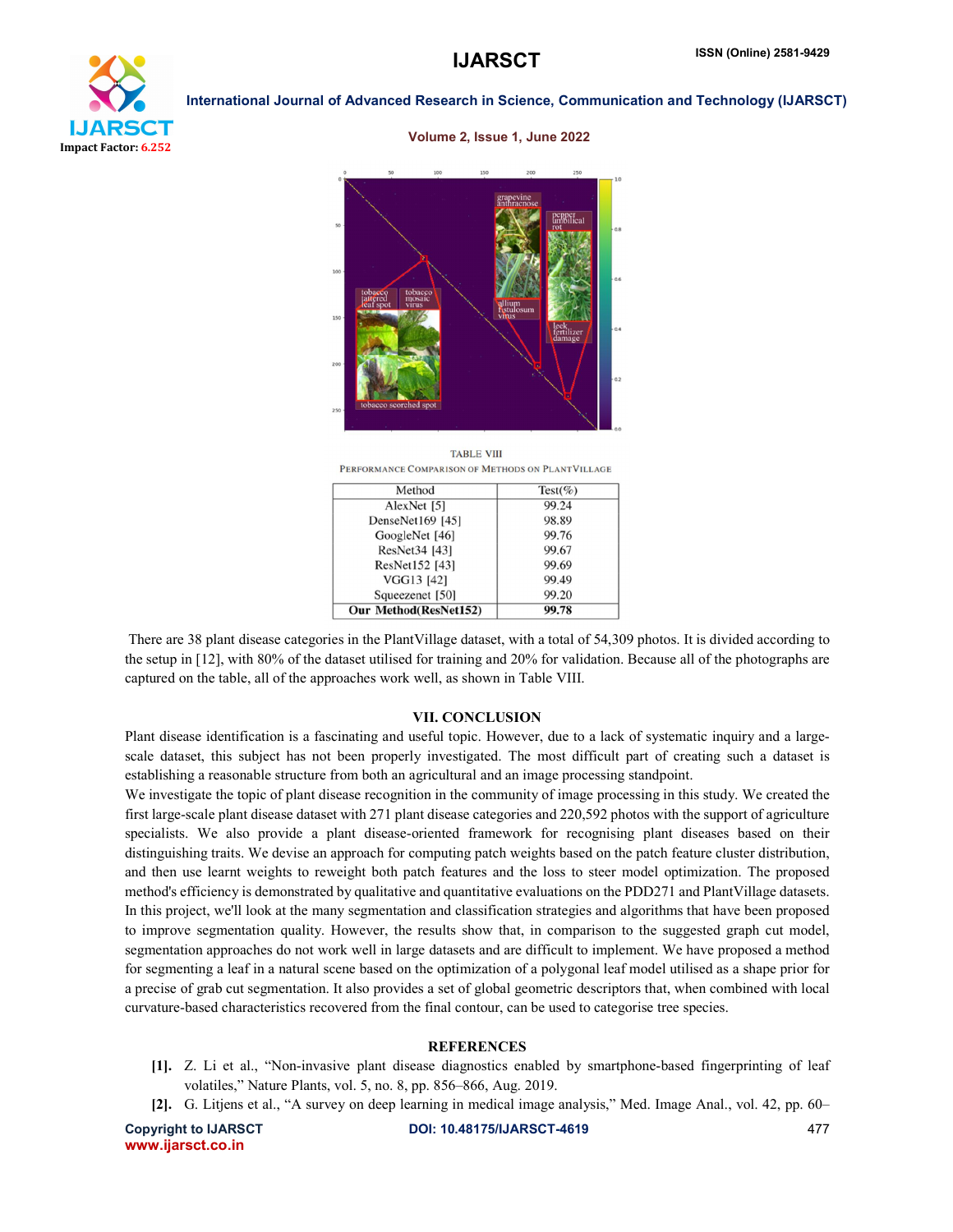TABLE VIII

PERFORMANCE COMPARISON OF METHODS ON PLANTVILLAGE

| Method | Test(%) |
|---|---|
| AlexNet [5] | 99.24 |
| DenseNet169 [45] | 98.89 |
| GoogleNet [46] | 99.76 |
| ResNet34 [43] | 99.67 |
| ResNet152 [43] | 99.69 |
| VGG13 [42] | 99.49 |
| Squeezenet [50] | 99.20 |
| **Our Method(ResNet152)** | **99.78** |

There are 38 plant disease categories in the PlantVillage dataset, with a total of 54,309 photos. It is divided according to the setup in [12], with 80% of the dataset utilised for training and 20% for validation. Because all of the photographs are captured on the table, all of the approaches work well, as shown in Table VIII.

## VII. CONCLUSION

Plant disease identification is a fascinating and useful topic. However, due to a lack of systematic inquiry and a large-scale dataset, this subject has not been properly investigated. The most difficult part of creating such a dataset is establishing a reasonable structure from both an agricultural and an image processing standpoint.

We investigate the topic of plant disease recognition in the community of image processing in this study. We created the first large-scale plant disease dataset with 271 plant disease categories and 220,592 photos with the support of agriculture specialists. We also provide a plant disease-oriented framework for recognising plant diseases based on their distinguishing traits. We devise an approach for computing patch weights based on the patch feature cluster distribution, and then use learnt weights to reweight both patch features and the loss to steer model optimization. The proposed method's efficiency is demonstrated by qualitative and quantitative evaluations on the PDD271 and PlantVillage datasets. In this project, we'll look at the many segmentation and classification strategies and algorithms that have been proposed to improve segmentation quality. However, the results show that, in comparison to the suggested graph cut model, segmentation approaches do not work well in large datasets and are difficult to implement. We have proposed a method for segmenting a leaf in a natural scene based on the optimization of a polygonal leaf model utilised as a shape prior for a precise of grab cut segmentation. It also provides a set of global geometric descriptors that, when combined with local curvature-based characteristics recovered from the final contour, can be used to categorise tree species.

## REFERENCES

- **[1].** Z. Li et al., "Non-invasive plant disease diagnostics enabled by smartphone-based fingerprinting of leaf volatiles," Nature Plants, vol. 5, no. 8, pp. 856–866, Aug. 2019.
- **[2].** G. Litjens et al., "A survey on deep learning in medical image analysis," Med. Image Anal., vol. 42, pp. 60–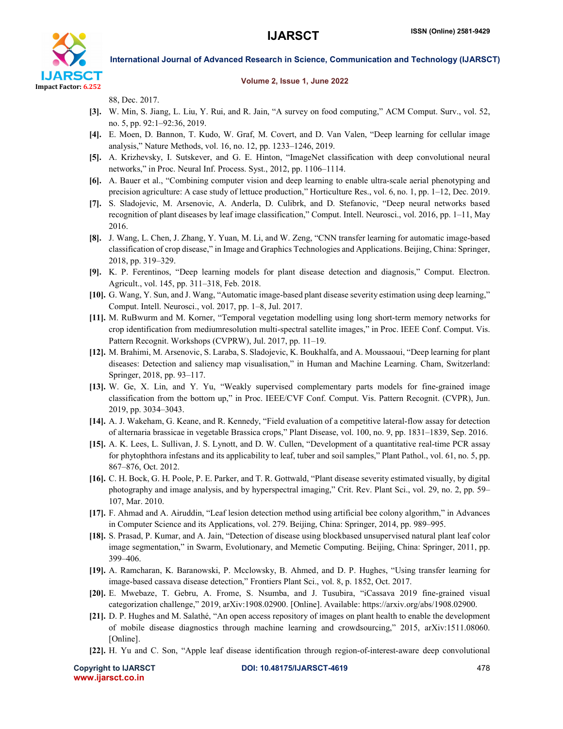88, Dec. 2017.

[3]. W. Min, S. Jiang, L. Liu, Y. Rui, and R. Jain, "A survey on food computing," ACM Comput. Surv., vol. 52, no. 5, pp. 92:1–92:36, 2019.

[4]. E. Moen, D. Bannon, T. Kudo, W. Graf, M. Covert, and D. Van Valen, "Deep learning for cellular image analysis," Nature Methods, vol. 16, no. 12, pp. 1233–1246, 2019.

[5]. A. Krizhevsky, I. Sutskever, and G. E. Hinton, "ImageNet classification with deep convolutional neural networks," in Proc. Neural Inf. Process. Syst., 2012, pp. 1106–1114.

[6]. A. Bauer et al., "Combining computer vision and deep learning to enable ultra-scale aerial phenotyping and precision agriculture: A case study of lettuce production," Horticulture Res., vol. 6, no. 1, pp. 1–12, Dec. 2019.

[7]. S. Sladojevic, M. Arsenovic, A. Anderla, D. Culibrk, and D. Stefanovic, "Deep neural networks based recognition of plant diseases by leaf image classification," Comput. Intell. Neurosci., vol. 2016, pp. 1–11, May 2016.

[8]. J. Wang, L. Chen, J. Zhang, Y. Yuan, M. Li, and W. Zeng, "CNN transfer learning for automatic image-based classification of crop disease," in Image and Graphics Technologies and Applications. Beijing, China: Springer, 2018, pp. 319–329.

[9]. K. P. Ferentinos, "Deep learning models for plant disease detection and diagnosis," Comput. Electron. Agricult., vol. 145, pp. 311–318, Feb. 2018.

[10]. G. Wang, Y. Sun, and J. Wang, "Automatic image-based plant disease severity estimation using deep learning," Comput. Intell. Neurosci., vol. 2017, pp. 1–8, Jul. 2017.

[11]. M. RuBwurm and M. Korner, "Temporal vegetation modelling using long short-term memory networks for crop identification from mediumresolution multi-spectral satellite images," in Proc. IEEE Conf. Comput. Vis. Pattern Recognit. Workshops (CVPRW), Jul. 2017, pp. 11–19.

[12]. M. Brahimi, M. Arsenovic, S. Laraba, S. Sladojevic, K. Boukhalfa, and A. Moussaoui, "Deep learning for plant diseases: Detection and saliency map visualisation," in Human and Machine Learning. Cham, Switzerland: Springer, 2018, pp. 93–117.

[13]. W. Ge, X. Lin, and Y. Yu, "Weakly supervised complementary parts models for fine-grained image classification from the bottom up," in Proc. IEEE/CVF Conf. Comput. Vis. Pattern Recognit. (CVPR), Jun. 2019, pp. 3034–3043.

[14]. A. J. Wakeham, G. Keane, and R. Kennedy, "Field evaluation of a competitive lateral-flow assay for detection of alternaria brassicae in vegetable Brassica crops," Plant Disease, vol. 100, no. 9, pp. 1831–1839, Sep. 2016.

[15]. A. K. Lees, L. Sullivan, J. S. Lynott, and D. W. Cullen, "Development of a quantitative real-time PCR assay for phytophthora infestans and its applicability to leaf, tuber and soil samples," Plant Pathol., vol. 61, no. 5, pp. 867–876, Oct. 2012.

[16]. C. H. Bock, G. H. Poole, P. E. Parker, and T. R. Gottwald, "Plant disease severity estimated visually, by digital photography and image analysis, and by hyperspectral imaging," Crit. Rev. Plant Sci., vol. 29, no. 2, pp. 59–107, Mar. 2010.

[17]. F. Ahmad and A. Airuddin, "Leaf lesion detection method using artificial bee colony algorithm," in Advances in Computer Science and its Applications, vol. 279. Beijing, China: Springer, 2014, pp. 989–995.

[18]. S. Prasad, P. Kumar, and A. Jain, "Detection of disease using blockbased unsupervised natural plant leaf color image segmentation," in Swarm, Evolutionary, and Memetic Computing. Beijing, China: Springer, 2011, pp. 399–406.

[19]. A. Ramcharan, K. Baranowski, P. Mcclowsky, B. Ahmed, and D. P. Hughes, "Using transfer learning for image-based cassava disease detection," Frontiers Plant Sci., vol. 8, p. 1852, Oct. 2017.

[20]. E. Mwebaze, T. Gebru, A. Frome, S. Nsumba, and J. Tusubira, "iCassava 2019 fine-grained visual categorization challenge," 2019, arXiv:1908.02900. [Online]. Available: https://arxiv.org/abs/1908.02900.

[21]. D. P. Hughes and M. Salathé, "An open access repository of images on plant health to enable the development of mobile disease diagnostics through machine learning and crowdsourcing," 2015, arXiv:1511.08060. [Online].

[22]. H. Yu and C. Son, "Apple leaf disease identification through region-of-interest-aware deep convolutional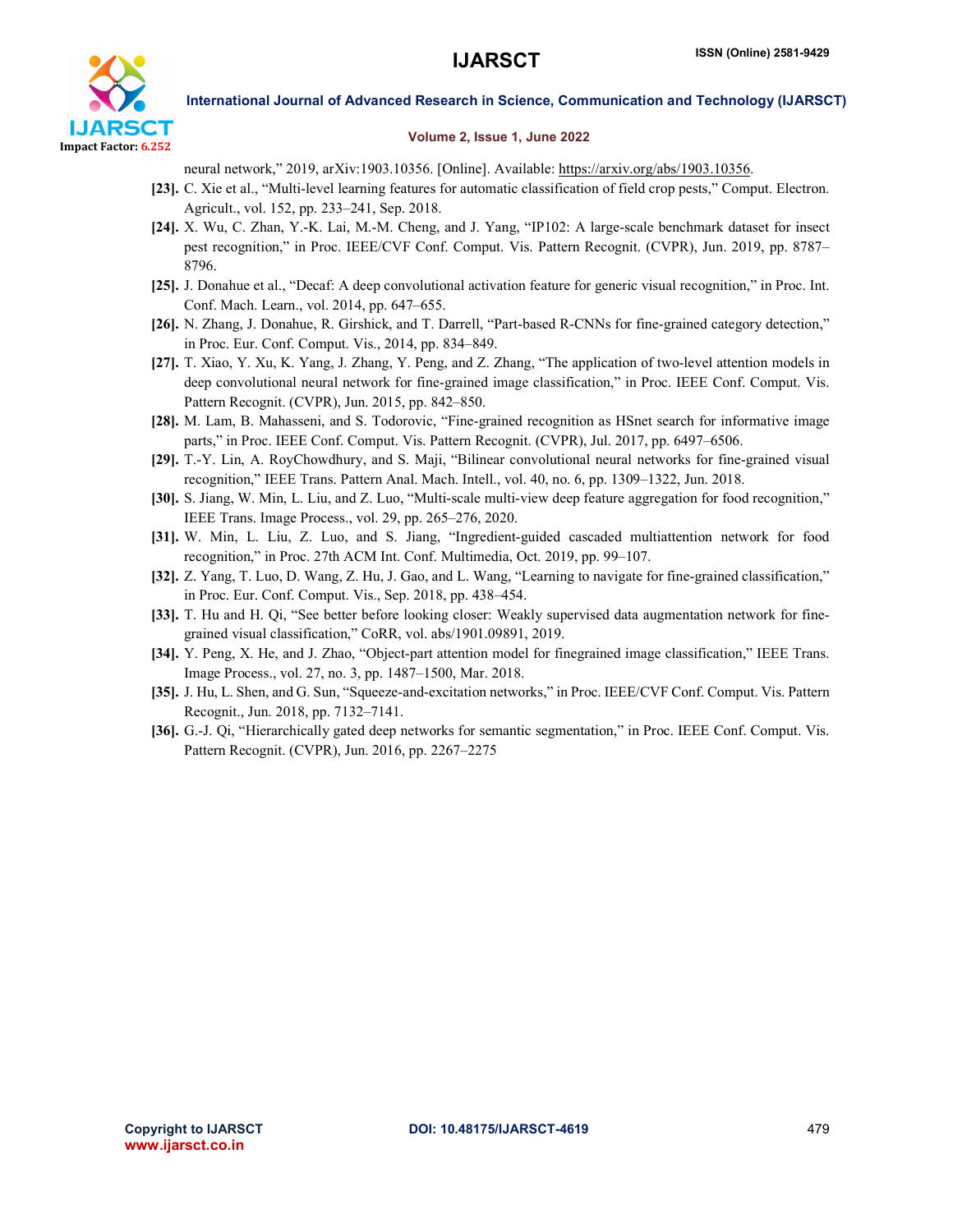neural network," 2019, arXiv:1903.10356. [Online]. Available: https://arxiv.org/abs/1903.10356.

[23]. C. Xie et al., "Multi-level learning features for automatic classification of field crop pests," Comput. Electron. Agricult., vol. 152, pp. 233–241, Sep. 2018.

[24]. X. Wu, C. Zhan, Y.-K. Lai, M.-M. Cheng, and J. Yang, "IP102: A large-scale benchmark dataset for insect pest recognition," in Proc. IEEE/CVF Conf. Comput. Vis. Pattern Recognit. (CVPR), Jun. 2019, pp. 8787–8796.

[25]. J. Donahue et al., "Decaf: A deep convolutional activation feature for generic visual recognition," in Proc. Int. Conf. Mach. Learn., vol. 2014, pp. 647–655.

[26]. N. Zhang, J. Donahue, R. Girshick, and T. Darrell, "Part-based R-CNNs for fine-grained category detection," in Proc. Eur. Conf. Comput. Vis., 2014, pp. 834–849.

[27]. T. Xiao, Y. Xu, K. Yang, J. Zhang, Y. Peng, and Z. Zhang, "The application of two-level attention models in deep convolutional neural network for fine-grained image classification," in Proc. IEEE Conf. Comput. Vis. Pattern Recognit. (CVPR), Jun. 2015, pp. 842–850.

[28]. M. Lam, B. Mahasseni, and S. Todorovic, "Fine-grained recognition as HSnet search for informative image parts," in Proc. IEEE Conf. Comput. Vis. Pattern Recognit. (CVPR), Jul. 2017, pp. 6497–6506.

[29]. T.-Y. Lin, A. RoyChowdhury, and S. Maji, "Bilinear convolutional neural networks for fine-grained visual recognition," IEEE Trans. Pattern Anal. Mach. Intell., vol. 40, no. 6, pp. 1309–1322, Jun. 2018.

[30]. S. Jiang, W. Min, L. Liu, and Z. Luo, "Multi-scale multi-view deep feature aggregation for food recognition," IEEE Trans. Image Process., vol. 29, pp. 265–276, 2020.

[31]. W. Min, L. Liu, Z. Luo, and S. Jiang, "Ingredient-guided cascaded multiattention network for food recognition," in Proc. 27th ACM Int. Conf. Multimedia, Oct. 2019, pp. 99–107.

[32]. Z. Yang, T. Luo, D. Wang, Z. Hu, J. Gao, and L. Wang, "Learning to navigate for fine-grained classification," in Proc. Eur. Conf. Comput. Vis., Sep. 2018, pp. 438–454.

[33]. T. Hu and H. Qi, "See better before looking closer: Weakly supervised data augmentation network for fine-grained visual classification," CoRR, vol. abs/1901.09891, 2019.

[34]. Y. Peng, X. He, and J. Zhao, "Object-part attention model for finegrained image classification," IEEE Trans. Image Process., vol. 27, no. 3, pp. 1487–1500, Mar. 2018.

[35]. J. Hu, L. Shen, and G. Sun, "Squeeze-and-excitation networks," in Proc. IEEE/CVF Conf. Comput. Vis. Pattern Recognit., Jun. 2018, pp. 7132–7141.

[36]. G.-J. Qi, "Hierarchically gated deep networks for semantic segmentation," in Proc. IEEE Conf. Comput. Vis. Pattern Recognit. (CVPR), Jun. 2016, pp. 2267–2275